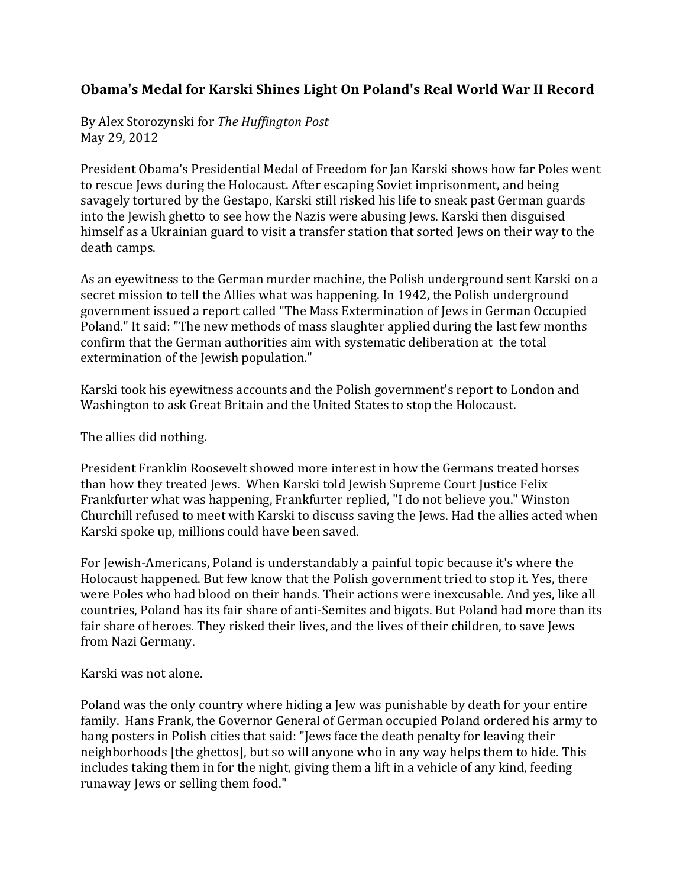# Obama's Medal for Karski Shines Light On Poland's Real World War II Record

By Alex Storozynski for *The Huffington Post*
May 29, 2012

President Obama's Presidential Medal of Freedom for Jan Karski shows how far Poles went to rescue Jews during the Holocaust. After escaping Soviet imprisonment, and being savagely tortured by the Gestapo, Karski still risked his life to sneak past German guards into the Jewish ghetto to see how the Nazis were abusing Jews. Karski then disguised himself as a Ukrainian guard to visit a transfer station that sorted Jews on their way to the death camps.

As an eyewitness to the German murder machine, the Polish underground sent Karski on a secret mission to tell the Allies what was happening. In 1942, the Polish underground government issued a report called "The Mass Extermination of Jews in German Occupied Poland." It said: "The new methods of mass slaughter applied during the last few months confirm that the German authorities aim with systematic deliberation at the total extermination of the Jewish population."

Karski took his eyewitness accounts and the Polish government's report to London and Washington to ask Great Britain and the United States to stop the Holocaust.

The allies did nothing.

President Franklin Roosevelt showed more interest in how the Germans treated horses than how they treated Jews. When Karski told Jewish Supreme Court Justice Felix Frankfurter what was happening, Frankfurter replied, "I do not believe you." Winston Churchill refused to meet with Karski to discuss saving the Jews. Had the allies acted when Karski spoke up, millions could have been saved.

For Jewish-Americans, Poland is understandably a painful topic because it's where the Holocaust happened. But few know that the Polish government tried to stop it. Yes, there were Poles who had blood on their hands. Their actions were inexcusable. And yes, like all countries, Poland has its fair share of anti-Semites and bigots. But Poland had more than its fair share of heroes. They risked their lives, and the lives of their children, to save Jews from Nazi Germany.

Karski was not alone.

Poland was the only country where hiding a Jew was punishable by death for your entire family. Hans Frank, the Governor General of German occupied Poland ordered his army to hang posters in Polish cities that said: "Jews face the death penalty for leaving their neighborhoods [the ghettos], but so will anyone who in any way helps them to hide. This includes taking them in for the night, giving them a lift in a vehicle of any kind, feeding runaway Jews or selling them food."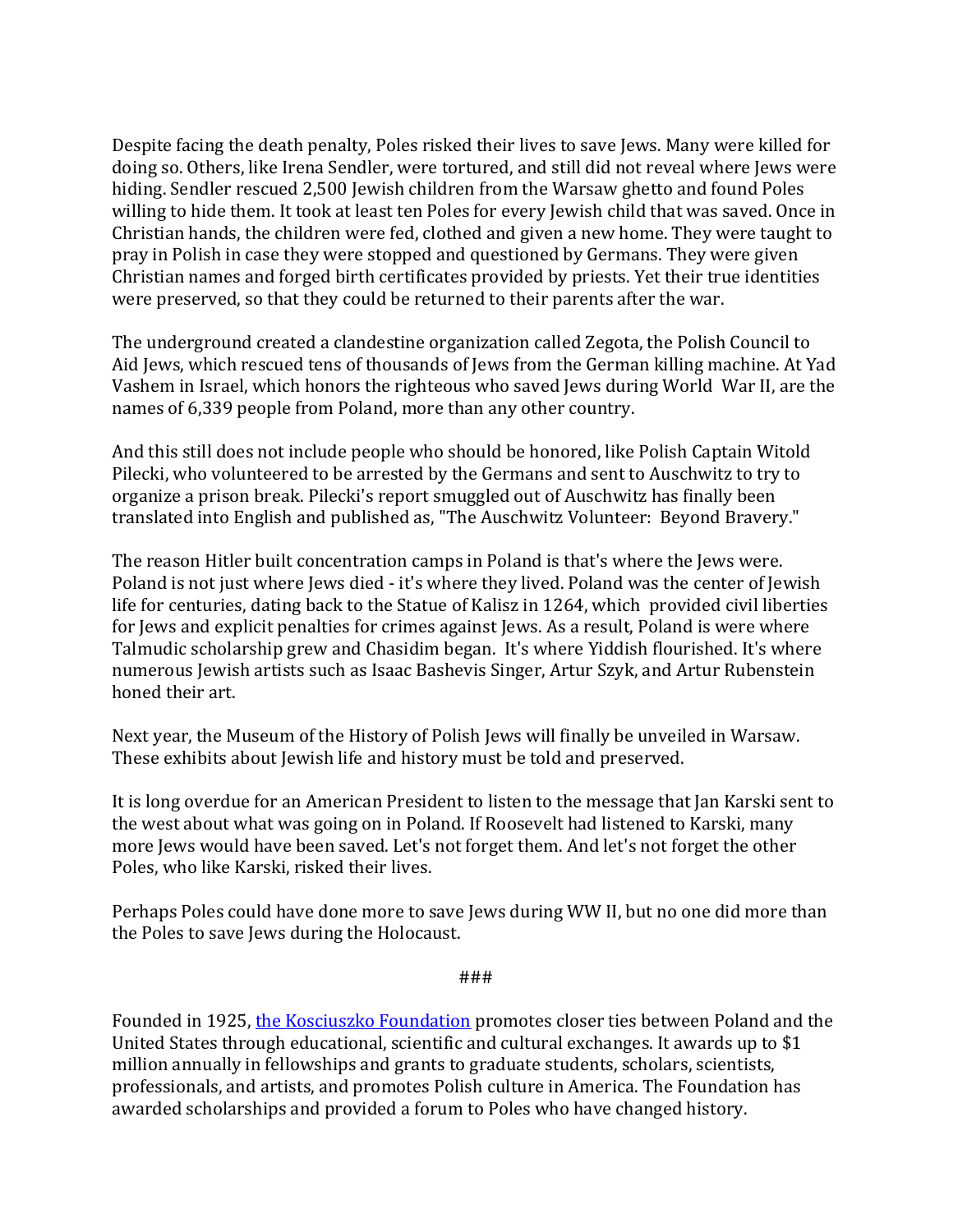Despite facing the death penalty, Poles risked their lives to save Jews. Many were killed for doing so. Others, like Irena Sendler, were tortured, and still did not reveal where Jews were hiding. Sendler rescued 2,500 Jewish children from the Warsaw ghetto and found Poles willing to hide them. It took at least ten Poles for every Jewish child that was saved. Once in Christian hands, the children were fed, clothed and given a new home. They were taught to pray in Polish in case they were stopped and questioned by Germans. They were given Christian names and forged birth certificates provided by priests. Yet their true identities were preserved, so that they could be returned to their parents after the war.

The underground created a clandestine organization called Zegota, the Polish Council to Aid Jews, which rescued tens of thousands of Jews from the German killing machine. At Yad Vashem in Israel, which honors the righteous who saved Jews during World War II, are the names of 6,339 people from Poland, more than any other country.

And this still does not include people who should be honored, like Polish Captain Witold Pilecki, who volunteered to be arrested by the Germans and sent to Auschwitz to try to organize a prison break. Pilecki's report smuggled out of Auschwitz has finally been translated into English and published as, "The Auschwitz Volunteer: Beyond Bravery."

The reason Hitler built concentration camps in Poland is that's where the Jews were. Poland is not just where Jews died - it's where they lived. Poland was the center of Jewish life for centuries, dating back to the Statue of Kalisz in 1264, which provided civil liberties for Jews and explicit penalties for crimes against Jews. As a result, Poland is were where Talmudic scholarship grew and Chasidim began. It's where Yiddish flourished. It's where numerous Jewish artists such as Isaac Bashevis Singer, Artur Szyk, and Artur Rubenstein honed their art.

Next year, the Museum of the History of Polish Jews will finally be unveiled in Warsaw. These exhibits about Jewish life and history must be told and preserved.

It is long overdue for an American President to listen to the message that Jan Karski sent to the west about what was going on in Poland. If Roosevelt had listened to Karski, many more Jews would have been saved. Let's not forget them. And let's not forget the other Poles, who like Karski, risked their lives.

Perhaps Poles could have done more to save Jews during WW II, but no one did more than the Poles to save Jews during the Holocaust.

###

Founded in 1925, [the Kosciuszko Foundation] promotes closer ties between Poland and the United States through educational, scientific and cultural exchanges. It awards up to $1 million annually in fellowships and grants to graduate students, scholars, scientists, professionals, and artists, and promotes Polish culture in America. The Foundation has awarded scholarships and provided a forum to Poles who have changed history.